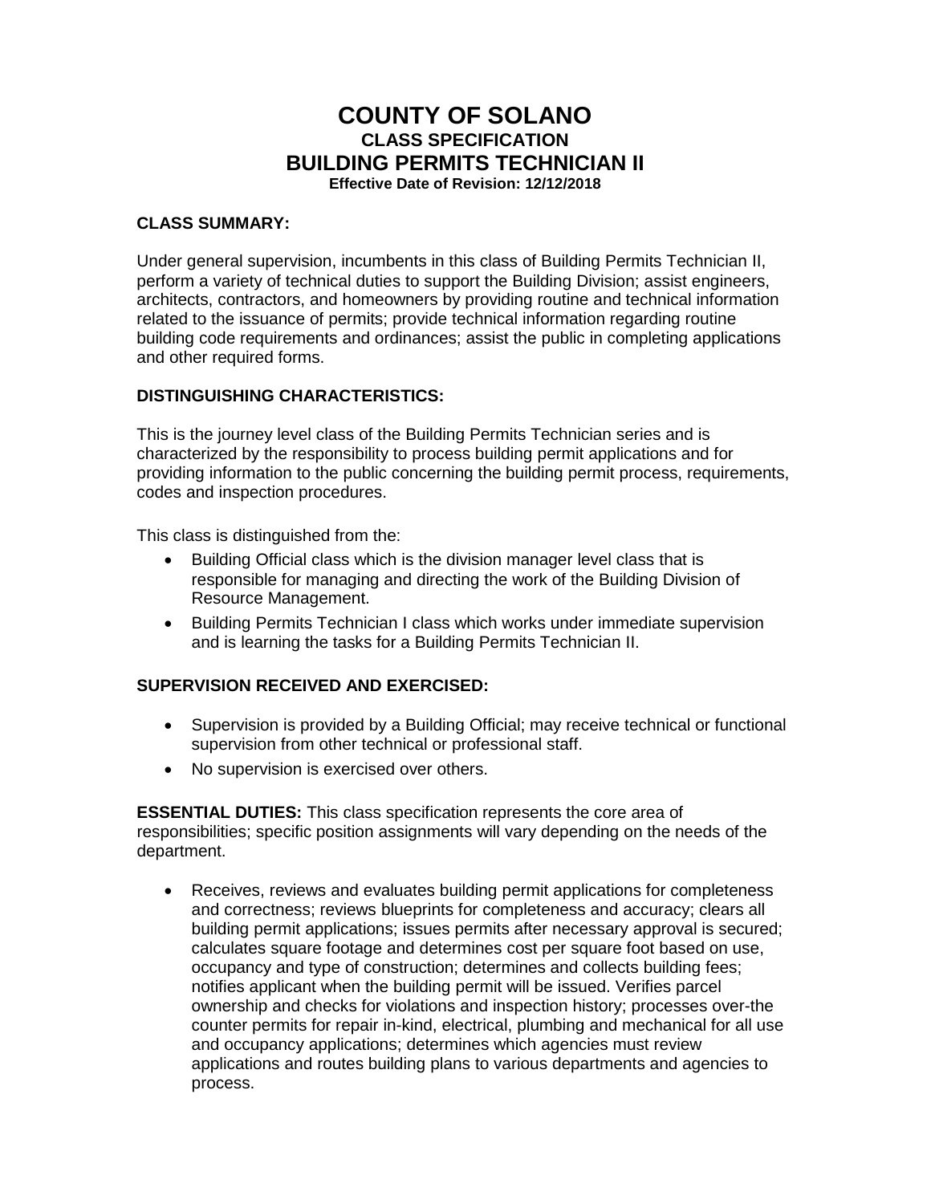# COUNTY OF SOLANO

## CLASS SPECIFICATION

## BUILDING PERMITS TECHNICIAN II

**Effective Date of Revision: 12/12/2018**

### CLASS SUMMARY:

Under general supervision, incumbents in this class of Building Permits Technician II, perform a variety of technical duties to support the Building Division; assist engineers, architects, contractors, and homeowners by providing routine and technical information related to the issuance of permits; provide technical information regarding routine building code requirements and ordinances; assist the public in completing applications and other required forms.

### DISTINGUISHING CHARACTERISTICS:

This is the journey level class of the Building Permits Technician series and is characterized by the responsibility to process building permit applications and for providing information to the public concerning the building permit process, requirements, codes and inspection procedures.

This class is distinguished from the:

- Building Official class which is the division manager level class that is responsible for managing and directing the work of the Building Division of Resource Management.
- Building Permits Technician I class which works under immediate supervision and is learning the tasks for a Building Permits Technician II.

### SUPERVISION RECEIVED AND EXERCISED:

- Supervision is provided by a Building Official; may receive technical or functional supervision from other technical or professional staff.
- No supervision is exercised over others.

**ESSENTIAL DUTIES:** This class specification represents the core area of responsibilities; specific position assignments will vary depending on the needs of the department.

- Receives, reviews and evaluates building permit applications for completeness and correctness; reviews blueprints for completeness and accuracy; clears all building permit applications; issues permits after necessary approval is secured; calculates square footage and determines cost per square foot based on use, occupancy and type of construction; determines and collects building fees; notifies applicant when the building permit will be issued. Verifies parcel ownership and checks for violations and inspection history; processes over-the counter permits for repair in-kind, electrical, plumbing and mechanical for all use and occupancy applications; determines which agencies must review applications and routes building plans to various departments and agencies to process.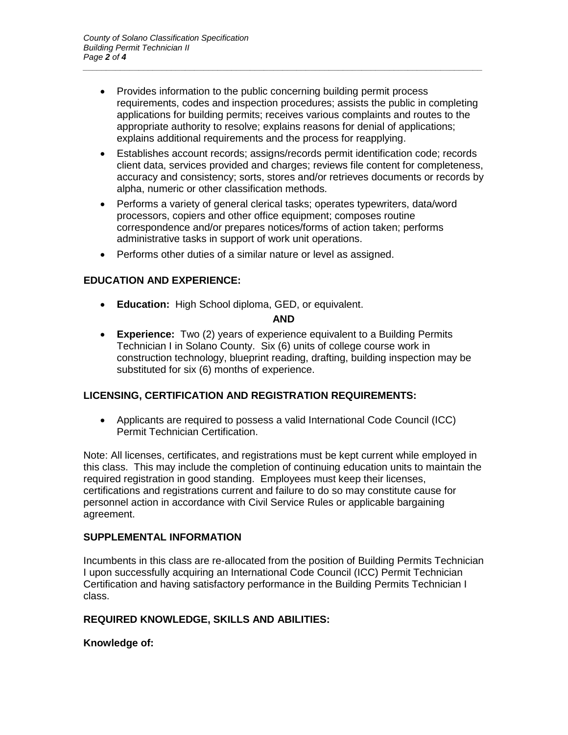- Provides information to the public concerning building permit process requirements, codes and inspection procedures; assists the public in completing applications for building permits; receives various complaints and routes to the appropriate authority to resolve; explains reasons for denial of applications; explains additional requirements and the process for reapplying.
- Establishes account records; assigns/records permit identification code; records client data, services provided and charges; reviews file content for completeness, accuracy and consistency; sorts, stores and/or retrieves documents or records by alpha, numeric or other classification methods.
- Performs a variety of general clerical tasks; operates typewriters, data/word processors, copiers and other office equipment; composes routine correspondence and/or prepares notices/forms of action taken; performs administrative tasks in support of work unit operations.
- Performs other duties of a similar nature or level as assigned.

## EDUCATION AND EXPERIENCE:

- **Education:** High School diploma, GED, or equivalent.

**AND**

- **Experience:** Two (2) years of experience equivalent to a Building Permits Technician I in Solano County. Six (6) units of college course work in construction technology, blueprint reading, drafting, building inspection may be substituted for six (6) months of experience.

## LICENSING, CERTIFICATION AND REGISTRATION REQUIREMENTS:

- Applicants are required to possess a valid International Code Council (ICC) Permit Technician Certification.

Note: All licenses, certificates, and registrations must be kept current while employed in this class. This may include the completion of continuing education units to maintain the required registration in good standing. Employees must keep their licenses, certifications and registrations current and failure to do so may constitute cause for personnel action in accordance with Civil Service Rules or applicable bargaining agreement.

## SUPPLEMENTAL INFORMATION

Incumbents in this class are re-allocated from the position of Building Permits Technician I upon successfully acquiring an International Code Council (ICC) Permit Technician Certification and having satisfactory performance in the Building Permits Technician I class.

## REQUIRED KNOWLEDGE, SKILLS AND ABILITIES:

**Knowledge of:**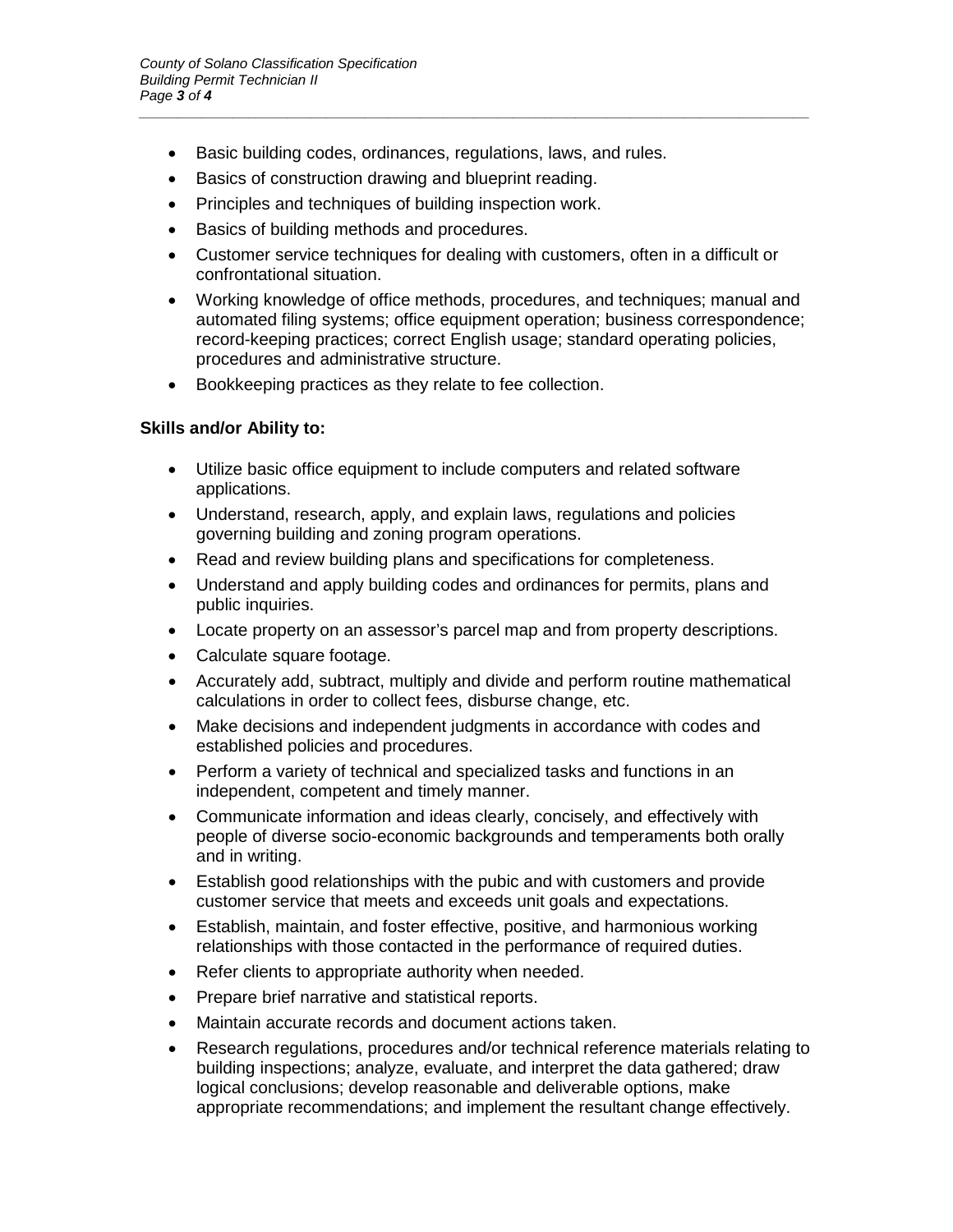- Basic building codes, ordinances, regulations, laws, and rules.
- Basics of construction drawing and blueprint reading.
- Principles and techniques of building inspection work.
- Basics of building methods and procedures.
- Customer service techniques for dealing with customers, often in a difficult or confrontational situation.
- Working knowledge of office methods, procedures, and techniques; manual and automated filing systems; office equipment operation; business correspondence; record-keeping practices; correct English usage; standard operating policies, procedures and administrative structure.
- Bookkeeping practices as they relate to fee collection.

**Skills and/or Ability to:**

- Utilize basic office equipment to include computers and related software applications.
- Understand, research, apply, and explain laws, regulations and policies governing building and zoning program operations.
- Read and review building plans and specifications for completeness.
- Understand and apply building codes and ordinances for permits, plans and public inquiries.
- Locate property on an assessor's parcel map and from property descriptions.
- Calculate square footage.
- Accurately add, subtract, multiply and divide and perform routine mathematical calculations in order to collect fees, disburse change, etc.
- Make decisions and independent judgments in accordance with codes and established policies and procedures.
- Perform a variety of technical and specialized tasks and functions in an independent, competent and timely manner.
- Communicate information and ideas clearly, concisely, and effectively with people of diverse socio-economic backgrounds and temperaments both orally and in writing.
- Establish good relationships with the pubic and with customers and provide customer service that meets and exceeds unit goals and expectations.
- Establish, maintain, and foster effective, positive, and harmonious working relationships with those contacted in the performance of required duties.
- Refer clients to appropriate authority when needed.
- Prepare brief narrative and statistical reports.
- Maintain accurate records and document actions taken.
- Research regulations, procedures and/or technical reference materials relating to building inspections; analyze, evaluate, and interpret the data gathered; draw logical conclusions; develop reasonable and deliverable options, make appropriate recommendations; and implement the resultant change effectively.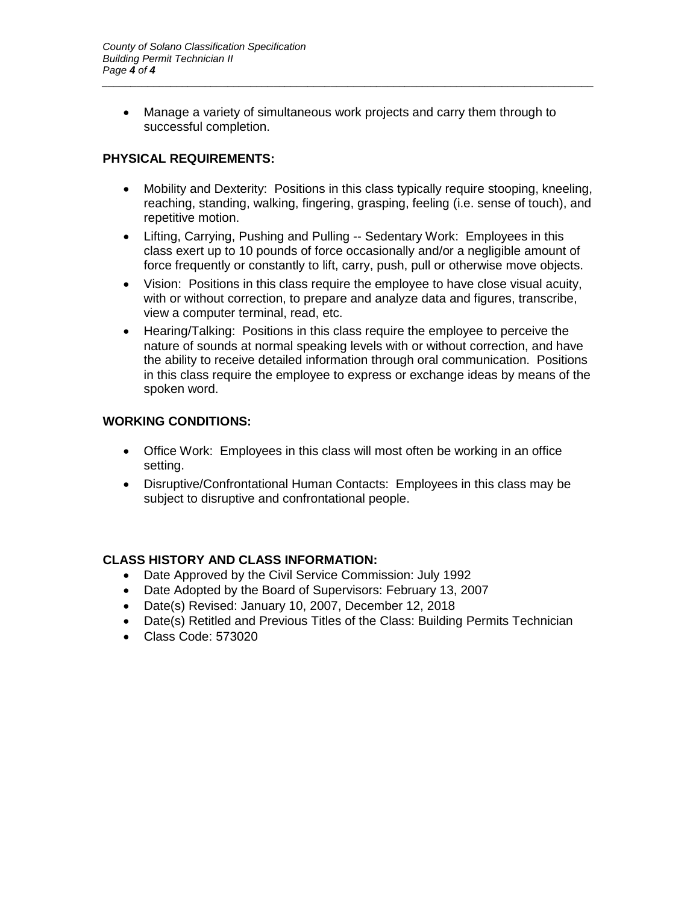- Manage a variety of simultaneous work projects and carry them through to successful completion.

**PHYSICAL REQUIREMENTS:**

- Mobility and Dexterity: Positions in this class typically require stooping, kneeling, reaching, standing, walking, fingering, grasping, feeling (i.e. sense of touch), and repetitive motion.
- Lifting, Carrying, Pushing and Pulling -- Sedentary Work: Employees in this class exert up to 10 pounds of force occasionally and/or a negligible amount of force frequently or constantly to lift, carry, push, pull or otherwise move objects.
- Vision: Positions in this class require the employee to have close visual acuity, with or without correction, to prepare and analyze data and figures, transcribe, view a computer terminal, read, etc.
- Hearing/Talking: Positions in this class require the employee to perceive the nature of sounds at normal speaking levels with or without correction, and have the ability to receive detailed information through oral communication. Positions in this class require the employee to express or exchange ideas by means of the spoken word.

**WORKING CONDITIONS:**

- Office Work: Employees in this class will most often be working in an office setting.
- Disruptive/Confrontational Human Contacts: Employees in this class may be subject to disruptive and confrontational people.

**CLASS HISTORY AND CLASS INFORMATION:**

- Date Approved by the Civil Service Commission: July 1992
- Date Adopted by the Board of Supervisors: February 13, 2007
- Date(s) Revised: January 10, 2007, December 12, 2018
- Date(s) Retitled and Previous Titles of the Class: Building Permits Technician
- Class Code: 573020